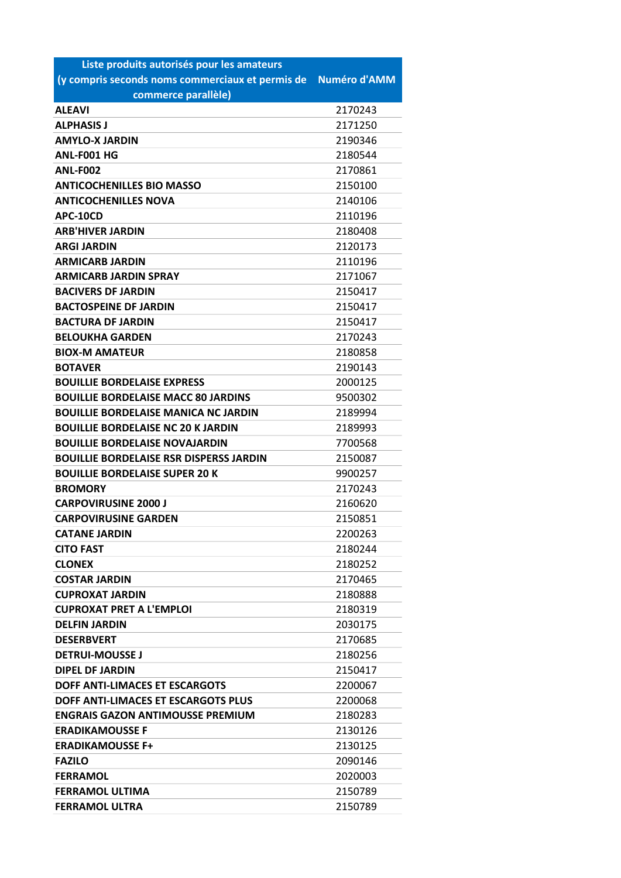| Liste produits autorisés pour les amateurs (y compris seconds noms commerciaux et permis de commerce parallèle) | Numéro d'AMM |
|---|---|
| ALEAVI | 2170243 |
| ALPHASIS J | 2171250 |
| AMYLO-X JARDIN | 2190346 |
| ANL-F001 HG | 2180544 |
| ANL-F002 | 2170861 |
| ANTICOCHENILLES BIO MASSO | 2150100 |
| ANTICOCHENILLES NOVA | 2140106 |
| APC-10CD | 2110196 |
| ARB'HIVER JARDIN | 2180408 |
| ARGI JARDIN | 2120173 |
| ARMICARB JARDIN | 2110196 |
| ARMICARB JARDIN SPRAY | 2171067 |
| BACIVERS DF JARDIN | 2150417 |
| BACTOSPEINE DF JARDIN | 2150417 |
| BACTURA DF JARDIN | 2150417 |
| BELOUKHA GARDEN | 2170243 |
| BIOX-M AMATEUR | 2180858 |
| BOTAVER | 2190143 |
| BOUILLIE BORDELAISE EXPRESS | 2000125 |
| BOUILLIE BORDELAISE MACC 80 JARDINS | 9500302 |
| BOUILLIE BORDELAISE MANICA NC JARDIN | 2189994 |
| BOUILLIE BORDELAISE NC 20 K JARDIN | 2189993 |
| BOUILLIE BORDELAISE NOVAJARDIN | 7700568 |
| BOUILLIE BORDELAISE RSR DISPERSS JARDIN | 2150087 |
| BOUILLIE BORDELAISE SUPER 20 K | 9900257 |
| BROMORY | 2170243 |
| CARPOVIRUSINE 2000 J | 2160620 |
| CARPOVIRUSINE GARDEN | 2150851 |
| CATANE JARDIN | 2200263 |
| CITO FAST | 2180244 |
| CLONEX | 2180252 |
| COSTAR JARDIN | 2170465 |
| CUPROXAT JARDIN | 2180888 |
| CUPROXAT PRET A L'EMPLOI | 2180319 |
| DELFIN JARDIN | 2030175 |
| DESERBVERT | 2170685 |
| DETRUI-MOUSSE J | 2180256 |
| DIPEL DF JARDIN | 2150417 |
| DOFF ANTI-LIMACES ET ESCARGOTS | 2200067 |
| DOFF ANTI-LIMACES ET ESCARGOTS PLUS | 2200068 |
| ENGRAIS GAZON ANTIMOUSSE PREMIUM | 2180283 |
| ERADIKAMOUSSE F | 2130126 |
| ERADIKAMOUSSE F+ | 2130125 |
| FAZILO | 2090146 |
| FERRAMOL | 2020003 |
| FERRAMOL ULTIMA | 2150789 |
| FERRAMOL ULTRA | 2150789 |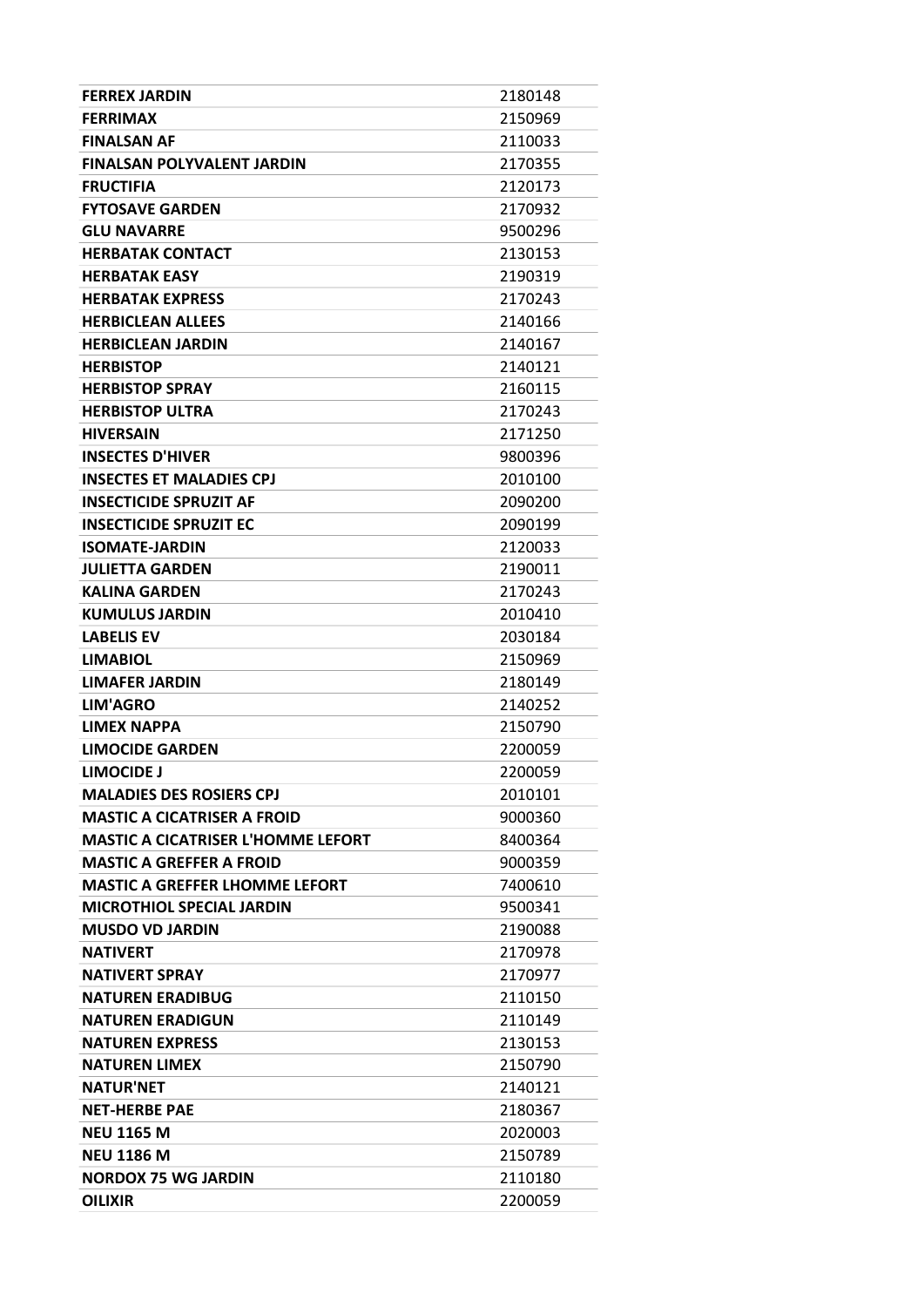| | |
|---|---|
| **FERREX JARDIN** | 2180148 |
| **FERRIMAX** | 2150969 |
| **FINALSAN AF** | 2110033 |
| **FINALSAN POLYVALENT JARDIN** | 2170355 |
| **FRUCTIFIA** | 2120173 |
| **FYTOSAVE GARDEN** | 2170932 |
| **GLU NAVARRE** | 9500296 |
| **HERBATAK CONTACT** | 2130153 |
| **HERBATAK EASY** | 2190319 |
| **HERBATAK EXPRESS** | 2170243 |
| **HERBICLEAN ALLEES** | 2140166 |
| **HERBICLEAN JARDIN** | 2140167 |
| **HERBISTOP** | 2140121 |
| **HERBISTOP SPRAY** | 2160115 |
| **HERBISTOP ULTRA** | 2170243 |
| **HIVERSAIN** | 2171250 |
| **INSECTES D'HIVER** | 9800396 |
| **INSECTES ET MALADIES CPJ** | 2010100 |
| **INSECTICIDE SPRUZIT AF** | 2090200 |
| **INSECTICIDE SPRUZIT EC** | 2090199 |
| **ISOMATE-JARDIN** | 2120033 |
| **JULIETTA GARDEN** | 2190011 |
| **KALINA GARDEN** | 2170243 |
| **KUMULUS JARDIN** | 2010410 |
| **LABELIS EV** | 2030184 |
| **LIMABIOL** | 2150969 |
| **LIMAFER JARDIN** | 2180149 |
| **LIM'AGRO** | 2140252 |
| **LIMEX NAPPA** | 2150790 |
| **LIMOCIDE GARDEN** | 2200059 |
| **LIMOCIDE J** | 2200059 |
| **MALADIES DES ROSIERS CPJ** | 2010101 |
| **MASTIC A CICATRISER A FROID** | 9000360 |
| **MASTIC A CICATRISER L'HOMME LEFORT** | 8400364 |
| **MASTIC A GREFFER A FROID** | 9000359 |
| **MASTIC A GREFFER LHOMME LEFORT** | 7400610 |
| **MICROTHIOL SPECIAL JARDIN** | 9500341 |
| **MUSDO VD JARDIN** | 2190088 |
| **NATIVERT** | 2170978 |
| **NATIVERT SPRAY** | 2170977 |
| **NATUREN ERADIBUG** | 2110150 |
| **NATUREN ERADIGUN** | 2110149 |
| **NATUREN EXPRESS** | 2130153 |
| **NATUREN LIMEX** | 2150790 |
| **NATUR'NET** | 2140121 |
| **NET-HERBE PAE** | 2180367 |
| **NEU 1165 M** | 2020003 |
| **NEU 1186 M** | 2150789 |
| **NORDOX 75 WG JARDIN** | 2110180 |
| **OILIXIR** | 2200059 |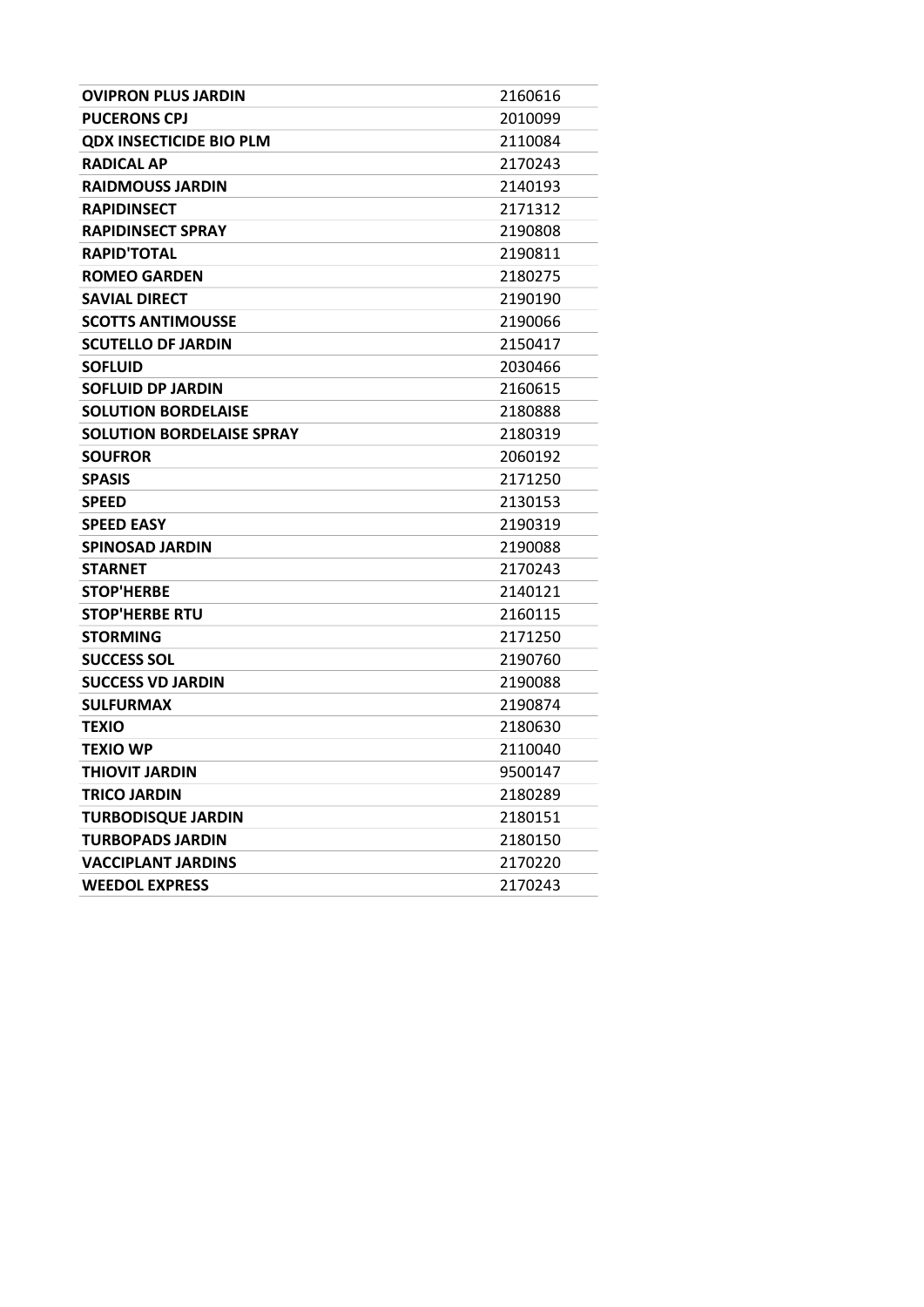| | |
|---|---|
| **OVIPRON PLUS JARDIN** | 2160616 |
| **PUCERONS CPJ** | 2010099 |
| **QDX INSECTICIDE BIO PLM** | 2110084 |
| **RADICAL AP** | 2170243 |
| **RAIDMOUSS JARDIN** | 2140193 |
| **RAPIDINSECT** | 2171312 |
| **RAPIDINSECT SPRAY** | 2190808 |
| **RAPID'TOTAL** | 2190811 |
| **ROMEO GARDEN** | 2180275 |
| **SAVIAL DIRECT** | 2190190 |
| **SCOTTS ANTIMOUSSE** | 2190066 |
| **SCUTELLO DF JARDIN** | 2150417 |
| **SOFLUID** | 2030466 |
| **SOFLUID DP JARDIN** | 2160615 |
| **SOLUTION BORDELAISE** | 2180888 |
| **SOLUTION BORDELAISE SPRAY** | 2180319 |
| **SOUFROR** | 2060192 |
| **SPASIS** | 2171250 |
| **SPEED** | 2130153 |
| **SPEED EASY** | 2190319 |
| **SPINOSAD JARDIN** | 2190088 |
| **STARNET** | 2170243 |
| **STOP'HERBE** | 2140121 |
| **STOP'HERBE RTU** | 2160115 |
| **STORMING** | 2171250 |
| **SUCCESS SOL** | 2190760 |
| **SUCCESS VD JARDIN** | 2190088 |
| **SULFURMAX** | 2190874 |
| **TEXIO** | 2180630 |
| **TEXIO WP** | 2110040 |
| **THIOVIT JARDIN** | 9500147 |
| **TRICO JARDIN** | 2180289 |
| **TURBODISQUE JARDIN** | 2180151 |
| **TURBOPADS JARDIN** | 2180150 |
| **VACCIPLANT JARDINS** | 2170220 |
| **WEEDOL EXPRESS** | 2170243 |